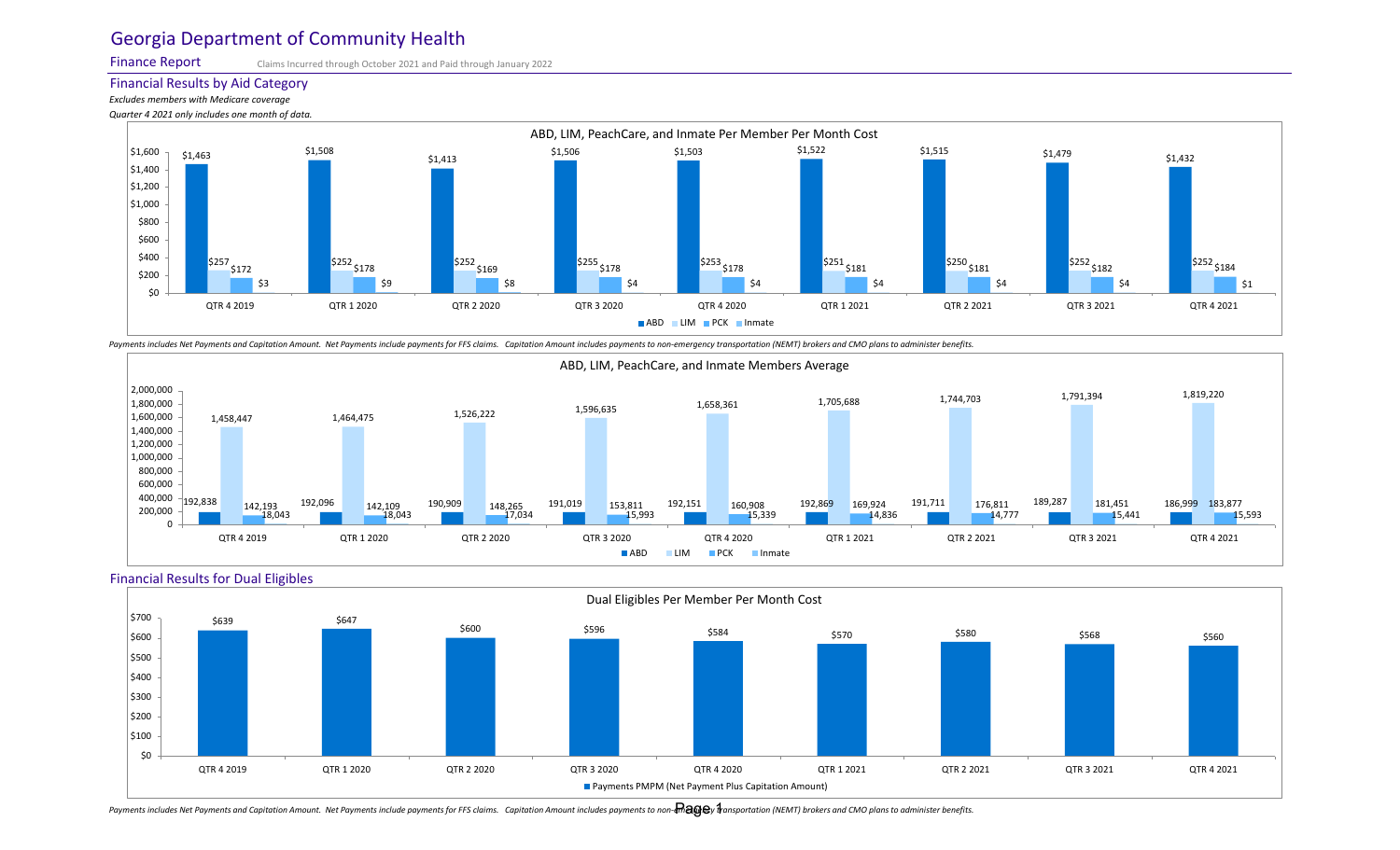# Georgia Department of Community Health

## Finance Report

Claims Incurred through October 2021 and Paid through January 2022

### Financial Results by Aid Category

*Excludes members with Medicare coverage*

*Quarter 4 2021 only includes one month of data.*

**ABD, LIM, PeachCare, and Inmate Per Member Per Month Cost**

| Quarter | ABD | LIM | PCK | Inmate |
|---|---|---|---|---|
| QTR 4 2019 | $1,463 | $257 | $172 | $3 |
| QTR 1 2020 | $1,508 | $252 | $178 | $9 |
| QTR 2 2020 | $1,413 | $252 | $169 | $8 |
| QTR 3 2020 | $1,506 | $255 | $178 | $4 |
| QTR 4 2020 | $1,503 | $253 | $178 | $4 |
| QTR 1 2021 | $1,522 | $251 | $181 | $4 |
| QTR 2 2021 | $1,515 | $250 | $181 | $4 |
| QTR 3 2021 | $1,479 | $252 | $182 | $4 |
| QTR 4 2021 | $1,432 | $252 | $184 | $1 |

*Payments includes Net Payments and Capitation Amount. Net Payments include payments for FFS claims. Capitation Amount includes payments to non-emergency transportation (NEMT) brokers and CMO plans to administer benefits.*

**ABD, LIM, PeachCare, and Inmate Members Average**

| Quarter | ABD | LIM | PCK | Inmate |
|---|---|---|---|---|
| QTR 4 2019 | 192,838 | 1,458,447 | 142,193 | 18,043 |
| QTR 1 2020 | 192,096 | 1,464,475 | 142,109 | 18,043 |
| QTR 2 2020 | 190,909 | 1,526,222 | 148,265 | 17,034 |
| QTR 3 2020 | 191,019 | 1,596,635 | 153,811 | 15,993 |
| QTR 4 2020 | 192,151 | 1,658,361 | 160,908 | 15,339 |
| QTR 1 2021 | 192,869 | 1,705,688 | 169,924 | 14,836 |
| QTR 2 2021 | 191,711 | 1,744,703 | 176,811 | 14,777 |
| QTR 3 2021 | 189,287 | 1,791,394 | 181,451 | 15,441 |
| QTR 4 2021 | 186,999 | 1,819,220 | 183,877 | 15,593 |

### Financial Results for Dual Eligibles

**Dual Eligibles Per Member Per Month Cost**

| Quarter | Payments PMPM (Net Payment Plus Capitation Amount) |
|---|---|
| QTR 4 2019 | $639 |
| QTR 1 2020 | $647 |
| QTR 2 2020 | $600 |
| QTR 3 2020 | $596 |
| QTR 4 2020 | $584 |
| QTR 1 2021 | $570 |
| QTR 2 2021 | $580 |
| QTR 3 2021 | $568 |
| QTR 4 2021 | $560 |

*Payments includes Net Payments and Capitation Amount. Net Payments include payments for FFS claims. Capitation Amount includes payments to non-emergency transportation (NEMT) brokers and CMO plans to administer benefits.*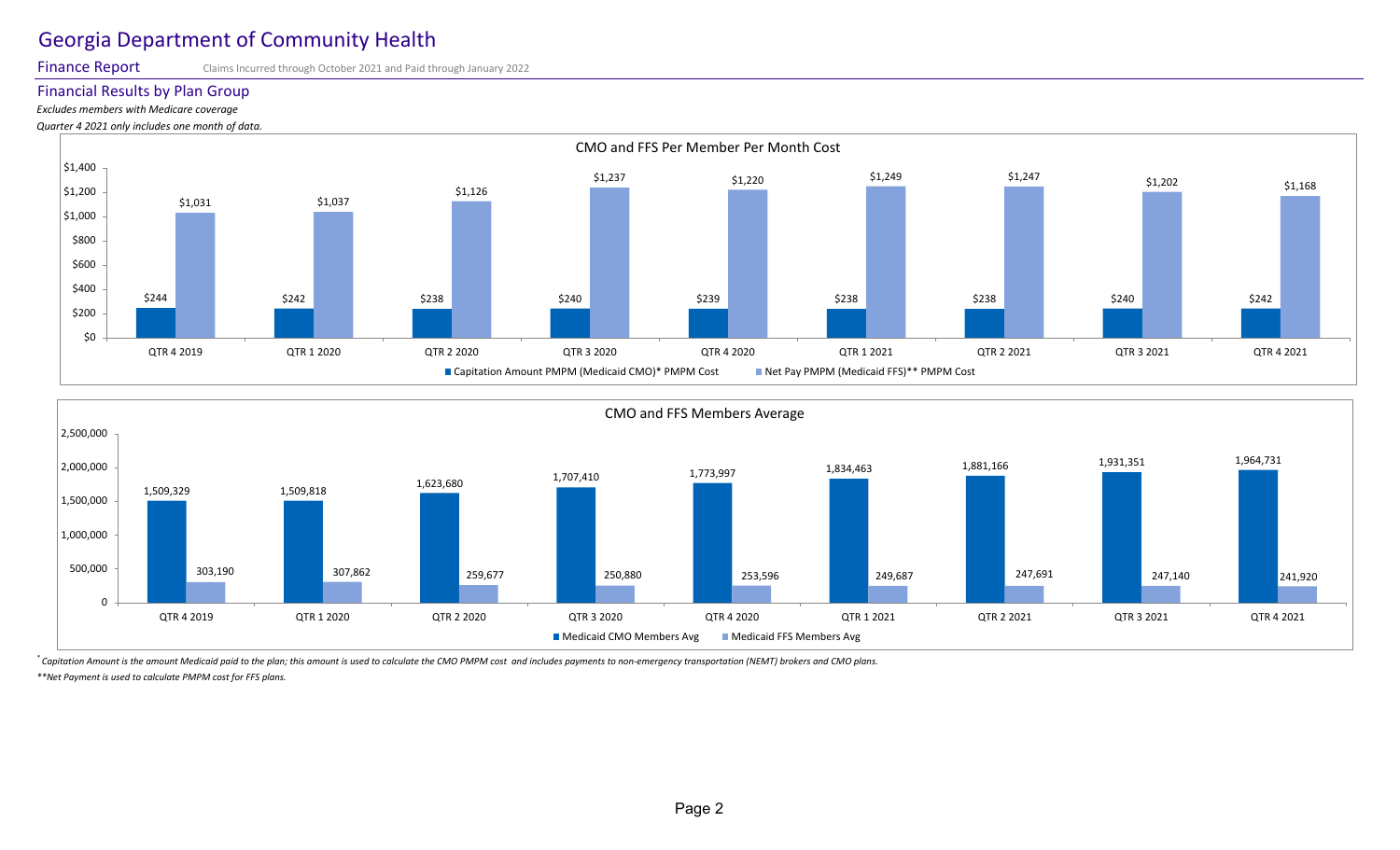# Georgia Department of Community Health

## Finance Report

Claims Incurred through October 2021 and Paid through January 2022

### Financial Results by Plan Group

*Excludes members with Medicare coverage*

*Quarter 4 2021 only includes one month of data.*

**CMO and FFS Per Member Per Month Cost**

| Quarter | Capitation Amount PMPM (Medicaid CMO)* PMPM Cost | Net Pay PMPM (Medicaid FFS)** PMPM Cost |
|---|---|---|
| QTR 4 2019 | $244 | $1,031 |
| QTR 1 2020 | $242 | $1,037 |
| QTR 2 2020 | $238 | $1,126 |
| QTR 3 2020 | $240 | $1,237 |
| QTR 4 2020 | $239 | $1,220 |
| QTR 1 2021 | $238 | $1,249 |
| QTR 2 2021 | $238 | $1,247 |
| QTR 3 2021 | $240 | $1,202 |
| QTR 4 2021 | $242 | $1,168 |

**CMO and FFS Members Average**

| Quarter | Medicaid CMO Members Avg | Medicaid FFS Members Avg |
|---|---|---|
| QTR 4 2019 | 1,509,329 | 303,190 |
| QTR 1 2020 | 1,509,818 | 307,862 |
| QTR 2 2020 | 1,623,680 | 259,677 |
| QTR 3 2020 | 1,707,410 | 250,880 |
| QTR 4 2020 | 1,773,997 | 253,596 |
| QTR 1 2021 | 1,834,463 | 249,687 |
| QTR 2 2021 | 1,881,166 | 247,691 |
| QTR 3 2021 | 1,931,351 | 247,140 |
| QTR 4 2021 | 1,964,731 | 241,920 |

*\* Capitation Amount is the amount Medicaid paid to the plan; this amount is used to calculate the CMO PMPM cost and includes payments to non-emergency transportation (NEMT) brokers and CMO plans.*

*\*\*Net Payment is used to calculate PMPM cost for FFS plans.*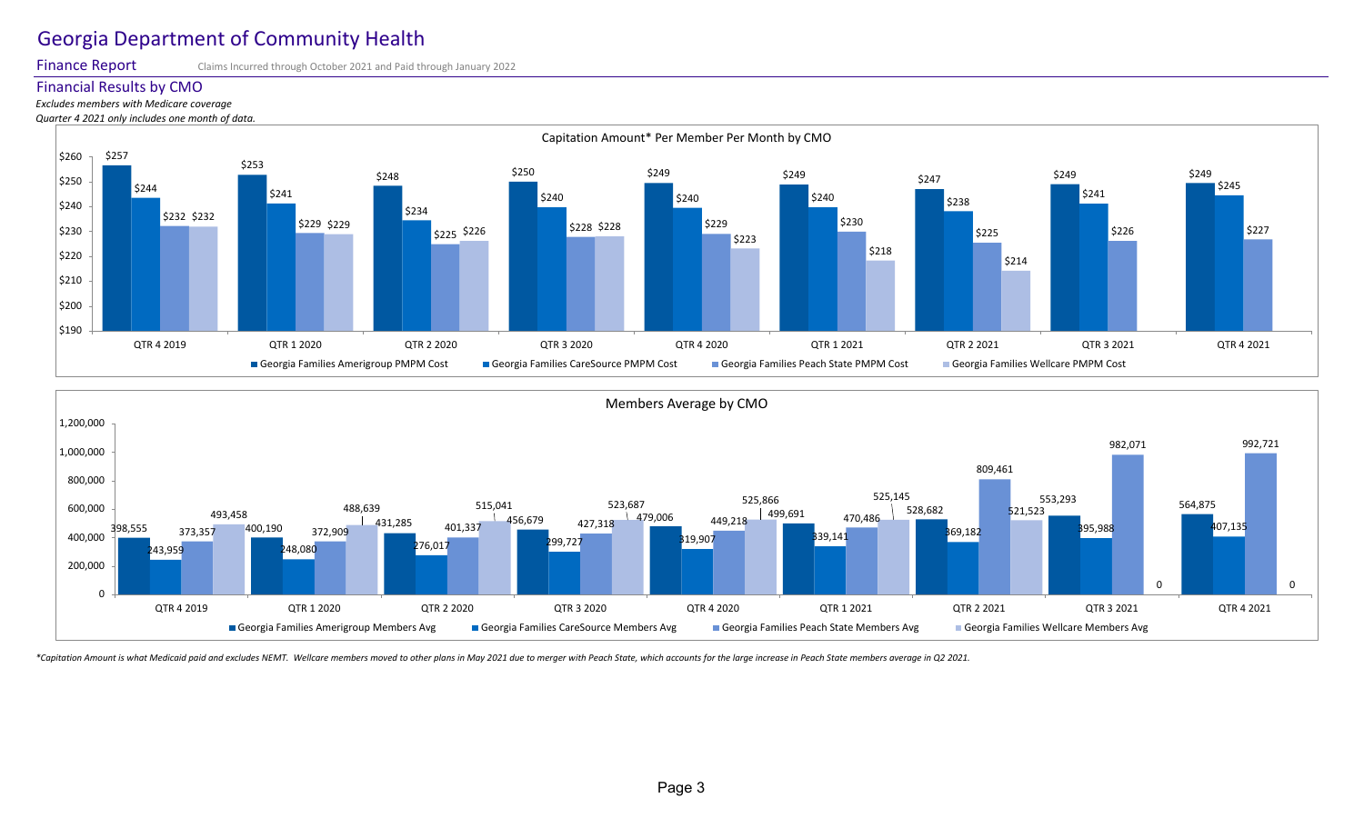# Georgia Department of Community Health

## Finance Report

Claims Incurred through October 2021 and Paid through January 2022

### Financial Results by CMO

*Excludes members with Medicare coverage*

*Quarter 4 2021 only includes one month of data.*

**Capitation Amount* Per Member Per Month by CMO**

| Quarter | Georgia Families Amerigroup PMPM Cost | Georgia Families CareSource PMPM Cost | Georgia Families Peach State PMPM Cost | Georgia Families Wellcare PMPM Cost |
|---|---|---|---|---|
| QTR 4 2019 | $257 | $244 | $232 | $232 |
| QTR 1 2020 | $253 | $241 | $229 | $229 |
| QTR 2 2020 | $248 | $234 | $225 | $226 |
| QTR 3 2020 | $250 | $240 | $228 | $228 |
| QTR 4 2020 | $249 | $240 | $229 | $223 |
| QTR 1 2021 | $249 | $240 | $230 | $218 |
| QTR 2 2021 | $247 | $238 | $225 | $214 |
| QTR 3 2021 | $249 | $241 | $226 | |
| QTR 4 2021 | $249 | $245 | $227 | |

**Members Average by CMO**

| Quarter | Georgia Families Amerigroup Members Avg | Georgia Families CareSource Members Avg | Georgia Families Peach State Members Avg | Georgia Families Wellcare Members Avg |
|---|---|---|---|---|
| QTR 4 2019 | 398,555 | 243,959 | 373,357 | 493,458 |
| QTR 1 2020 | 400,190 | 248,080 | 372,909 | 488,639 |
| QTR 2 2020 | 431,285 | 276,017 | 401,337 | 515,041 |
| QTR 3 2020 | 456,679 | 299,727 | 427,318 | 523,687 |
| QTR 4 2020 | 479,006 | 319,907 | 449,218 | 525,866 |
| QTR 1 2021 | 499,691 | 339,141 | 470,486 | 525,145 |
| QTR 2 2021 | 528,682 | 369,182 | 809,461 | 521,523 |
| QTR 3 2021 | 553,293 | 395,988 | 982,071 | 0 |
| QTR 4 2021 | 564,875 | 407,135 | 992,721 | 0 |

*Capitation Amount is what Medicaid paid and excludes NEMT. Wellcare members moved to other plans in May 2021 due to merger with Peach State, which accounts for the large increase in Peach State members average in Q2 2021.*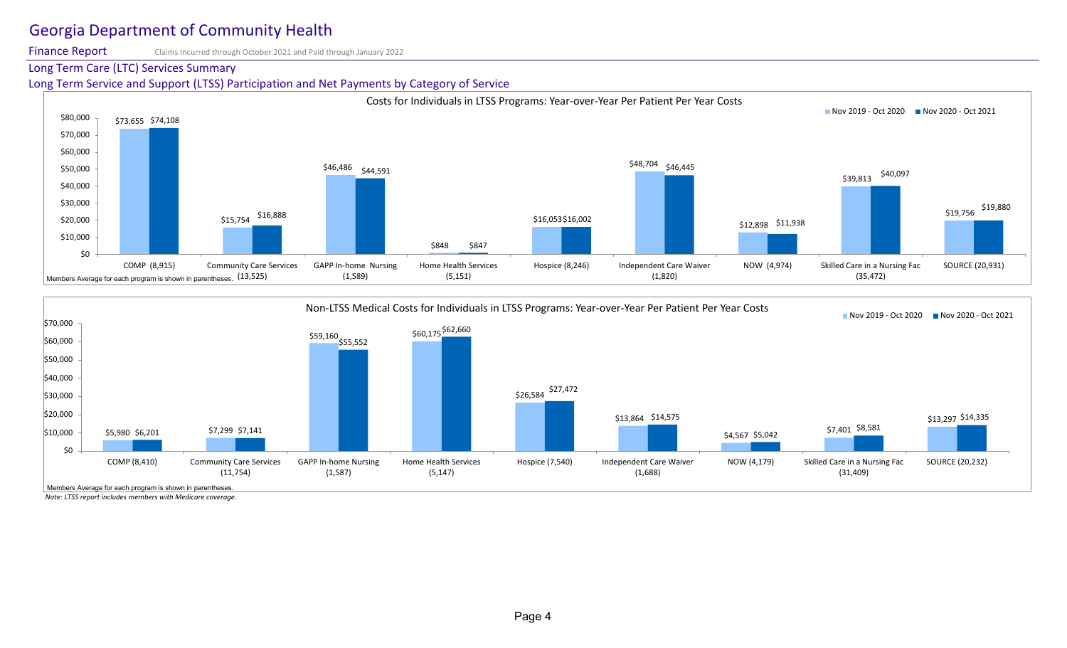# Georgia Department of Community Health

**Finance Report** Claims Incurred through October 2021 and Paid through January 2022

## Long Term Care (LTC) Services Summary

## Long Term Service and Support (LTSS) Participation and Net Payments by Category of Service

### Costs for Individuals in LTSS Programs: Year-over-Year Per Patient Per Year Costs

| Program | Nov 2019 - Oct 2020 | Nov 2020 - Oct 2021 |
| --- | --- | --- |
| COMP (8,915) | $73,655 | $74,108 |
| Community Care Services (13,525) | $15,754 | $16,888 |
| GAPP In-home Nursing (1,589) | $46,486 | $44,591 |
| Home Health Services (5,151) | $848 | $847 |
| Hospice (8,246) | $16,053 | $16,002 |
| Independent Care Waiver (1,820) | $48,704 | $46,445 |
| NOW (4,974) | $12,898 | $11,938 |
| Skilled Care in a Nursing Fac (35,472) | $39,813 | $40,097 |
| SOURCE (20,931) | $19,756 | $19,880 |

Members Average for each program is shown in parentheses.

### Non-LTSS Medical Costs for Individuals in LTSS Programs: Year-over-Year Per Patient Per Year Costs

| Program | Nov 2019 - Oct 2020 | Nov 2020 - Oct 2021 |
| --- | --- | --- |
| COMP (8,410) | $5,980 | $6,201 |
| Community Care Services (11,754) | $7,299 | $7,141 |
| GAPP In-home Nursing (1,587) | $59,160 | $55,552 |
| Home Health Services (5,147) | $60,175 | $62,660 |
| Hospice (7,540) | $26,584 | $27,472 |
| Independent Care Waiver (1,688) | $13,864 | $14,575 |
| NOW (4,179) | $4,567 | $5,042 |
| Skilled Care in a Nursing Fac (31,409) | $7,401 | $8,581 |
| SOURCE (20,232) | $13,297 | $14,335 |

Members Average for each program is shown in parentheses.

*Note: LTSS report includes members with Medicare coverage.*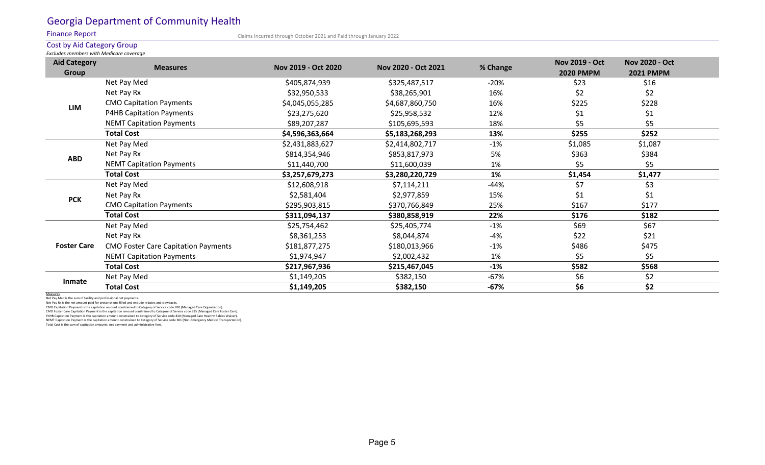# Georgia Department of Community Health

Finance Report

Claims Incurred through October 2021 and Paid through January 2022

## Cost by Aid Category Group

*Excludes members with Medicare coverage*

| Aid Category Group | Measures | Nov 2019 - Oct 2020 | Nov 2020 - Oct 2021 | % Change | Nov 2019 - Oct 2020 PMPM | Nov 2020 - Oct 2021 PMPM |
|---|---|---|---|---|---|---|
| LIM | Net Pay Med | $405,874,939 | $325,487,517 | -20% | $23 | $16 |
| | Net Pay Rx | $32,950,533 | $38,265,901 | 16% | $2 | $2 |
| | CMO Capitation Payments | $4,045,055,285 | $4,687,860,750 | 16% | $225 | $228 |
| | P4HB Capitation Payments | $23,275,620 | $25,958,532 | 12% | $1 | $1 |
| | NEMT Capitation Payments | $89,207,287 | $105,695,593 | 18% | $5 | $5 |
| | **Total Cost** | **$4,596,363,664** | **$5,183,268,293** | **13%** | **$255** | **$252** |
| ABD | Net Pay Med | $2,431,883,627 | $2,414,802,717 | -1% | $1,085 | $1,087 |
| | Net Pay Rx | $814,354,946 | $853,817,973 | 5% | $363 | $384 |
| | NEMT Capitation Payments | $11,440,700 | $11,600,039 | 1% | $5 | $5 |
| | **Total Cost** | **$3,257,679,273** | **$3,280,220,729** | **1%** | **$1,454** | **$1,477** |
| PCK | Net Pay Med | $12,608,918 | $7,114,211 | -44% | $7 | $3 |
| | Net Pay Rx | $2,581,404 | $2,977,859 | 15% | $1 | $1 |
| | CMO Capitation Payments | $295,903,815 | $370,766,849 | 25% | $167 | $177 |
| | **Total Cost** | **$311,094,137** | **$380,858,919** | **22%** | **$176** | **$182** |
| Foster Care | Net Pay Med | $25,754,462 | $25,405,774 | -1% | $69 | $67 |
| | Net Pay Rx | $8,361,253 | $8,044,874 | -4% | $22 | $21 |
| | CMO Foster Care Capitation Payments | $181,877,275 | $180,013,966 | -1% | $486 | $475 |
| | NEMT Capitation Payments | $1,974,947 | $2,002,432 | 1% | $5 | $5 |
| | **Total Cost** | **$217,967,936** | **$215,467,045** | **-1%** | **$582** | **$568** |
| Inmate | Net Pay Med | $1,149,205 | $382,150 | -67% | $6 | $2 |
| | **Total Cost** | **$1,149,205** | **$382,150** | **-67%** | **$6** | **$2** |

Measures

Net Pay Med is the sum of facility and professional net payments.

Net Pay Rx is the net amount paid for prescriptions filled and exclude rebates and clawbacks.

CMO Capitation Payment is the capitation amount constrained to Category of Service code 830 (Managed Care Organization).

CMO Foster Care Capitation Payment is the capitation amount constrained to Category of Service code 815 (Managed Care Foster Care).

P4HB Capitation Payment is the capitation amount constrained to Category of Service code 810 (Managed Care Healthy Babies Waiver).

NEMT Capitation Payment is the capitation amount constrained to Category of Service code 381 (Non-Emergency Medical Transportation).

Total Cost is the sum of capitation amounts, net payment and administrative fees.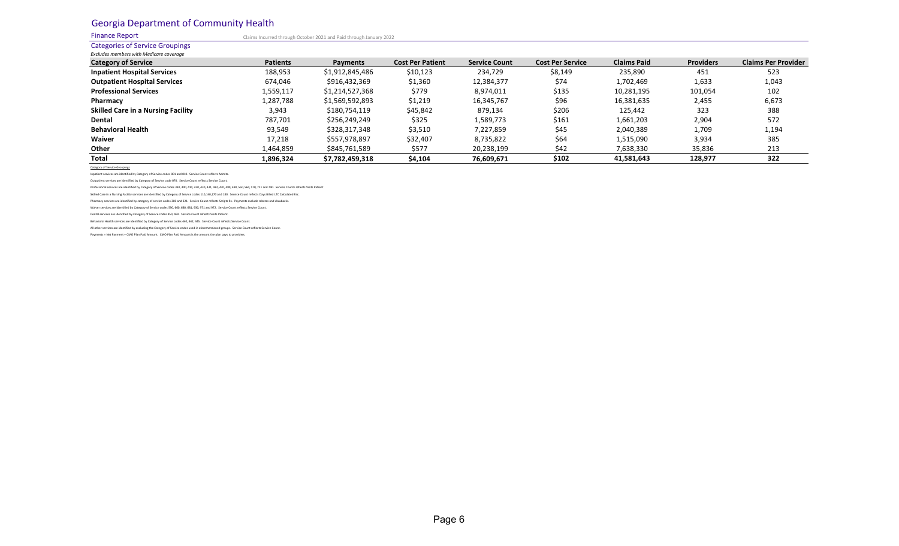# Georgia Department of Community Health

## Finance Report

Claims Incurred through October 2021 and Paid through January 2022

### Categories of Service Groupings

*Excludes members with Medicare coverage*

| Category of Service | Patients | Payments | Cost Per Patient | Service Count | Cost Per Service | Claims Paid | Providers | Claims Per Provider |
|---|---|---|---|---|---|---|---|---|
| **Inpatient Hospital Services** | 188,953 | $1,912,845,486 | $10,123 | 234,729 | $8,149 | 235,890 | 451 | 523 |
| **Outpatient Hospital Services** | 674,046 | $916,432,369 | $1,360 | 12,384,377 | $74 | 1,702,469 | 1,633 | 1,043 |
| **Professional Services** | 1,559,117 | $1,214,527,368 | $779 | 8,974,011 | $135 | 10,281,195 | 101,054 | 102 |
| **Pharmacy** | 1,287,788 | $1,569,592,893 | $1,219 | 16,345,767 | $96 | 16,381,635 | 2,455 | 6,673 |
| **Skilled Care in a Nursing Facility** | 3,943 | $180,754,119 | $45,842 | 879,134 | $206 | 125,442 | 323 | 388 |
| **Dental** | 787,701 | $256,249,249 | $325 | 1,589,773 | $161 | 1,661,203 | 2,904 | 572 |
| **Behavioral Health** | 93,549 | $328,317,348 | $3,510 | 7,227,859 | $45 | 2,040,389 | 1,709 | 1,194 |
| **Waiver** | 17,218 | $557,978,897 | $32,407 | 8,735,822 | $64 | 1,515,090 | 3,934 | 385 |
| **Other** | 1,464,859 | $845,761,589 | $577 | 20,238,199 | $42 | 7,638,330 | 35,836 | 213 |
| **Total** | **1,896,324** | **$7,782,459,318** | **$4,104** | **76,609,671** | **$102** | **41,581,643** | **128,977** | **322** |

Category of Service Groupings

Inpatient services are identified by Category of Service codes 001 and 010. Service Count reflects Admits.

Outpatient services are identified by Category of Service code 070. Service Count reflects Service Count.

Professional services are identified by Category of Service codes 330, 400, 410, 420, 430, 431, 432, 470, 480, 490, 550, 560, 570, 721 and 740. Service Counts reflects Visits Patient

Skilled Care in a Nursing Facility services are identified by Category of Service codes 110,140,170 and 180. Service Count reflects Days Billed LTC Calculated Fac.

Pharmacy services are identified by category of service codes 300 and 321. Service Count reflects Scripts Rx. Payments exclude rebates and clawbacks.

Waiver services are identified by Category of Service codes 590, 660, 680, 681, 930, 971 and 972. Service Count reflects Service Count.

Dental services are identified by Category of Service codes 450, 460. Service Count reflects Visits Patient.

Behavioral Health services are identified by Category of Service codes 440, 442, 445. Service Count reflects Service Count.

All other services are identified by excluding the Category of Service codes used in aforementioned groups. Service Count reflects Service Count.

Payments = Net Payment + CMO Plan Paid Amount. CMO Plan Paid Amount is the amount the plan pays to providers.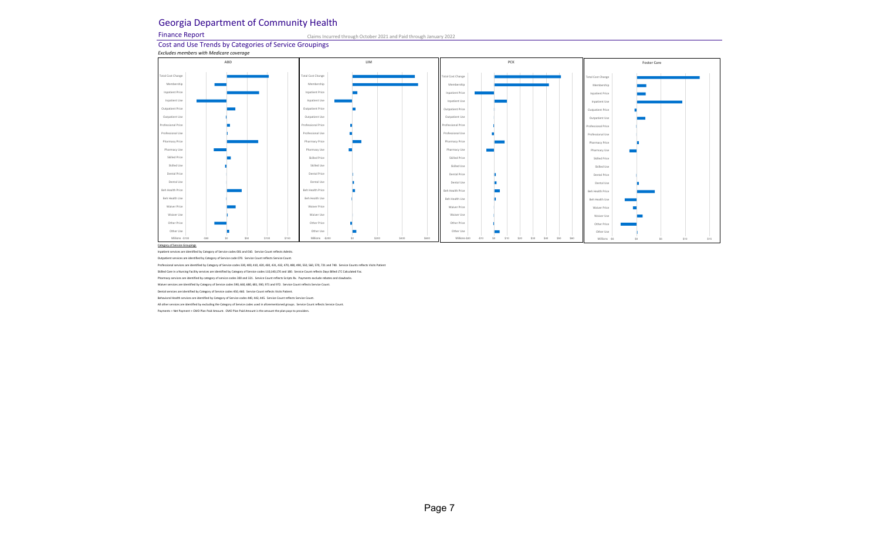# Georgia Department of Community Health

## Finance Report

Claims Incurred through October 2021 and Paid through January 2022

### Cost and Use Trends by Categories of Service Groupings

*Excludes members with Medicare coverage*

ABD

Total Cost Change
Membership
Inpatient Price
Inpatient Use
Outpatient Price
Outpatient Use
Professional Price
Professional Use
Pharmacy Price
Pharmacy Use
Skilled Price
Skilled Use
Dental Price
Dental Use
Beh Health Price
Beh Health Use
Waiver Price
Waiver Use
Other Price
Other Use

Millions -$100 -$50 $0 $50 $100 $150

LIM

Total Cost Change
Membership
Inpatient Price
Inpatient Use
Outpatient Price
Outpatient Use
Professional Price
Professional Use
Pharmacy Price
Pharmacy Use
Skilled Price
Skilled Use
Dental Price
Dental Use
Beh Health Price
Beh Health Use
Waiver Price
Waiver Use
Other Price
Other Use

Millions -$200 $0 $200 $400 $600

PCK

Total Cost Change
Membership
Inpatient Price
Inpatient Use
Outpatient Price
Outpatient Use
Professional Price
Professional Use
Pharmacy Price
Pharmacy Use
Skilled Price
Skilled Use
Dental Price
Dental Use
Beh Health Price
Beh Health Use
Waiver Price
Waiver Use
Other Price
Other Use

Millions -$20 -$10 $0 $10 $20 $30 $40 $50 $60

Foster Care

Total Cost Change
Membership
Inpatient Price
Inpatient Use
Outpatient Price
Outpatient Use
Professional Price
Professional Use
Pharmacy Price
Pharmacy Use
Skilled Price
Skilled Use
Dental Price
Dental Use
Beh Health Price
Beh Health Use
Waiver Price
Waiver Use
Other Price
Other Use

Millions -$5 $0 $5 $10 $15

Category of Service Groupings

Inpatient services are identified by Category of Service codes 001 and 010. Service Count reflects Admits.

Outpatient services are identified by Category of Service code 070. Service Count reflects Service Count.

Professional services are identified by Category of Service codes 330, 400, 410, 420, 430, 431, 432, 470, 480, 490, 550, 560, 570, 721 and 740. Service Counts reflects Visits Patient

Skilled Care in a Nursing Facility services are identified by Category of Service codes 110,140,170 and 180. Service Count reflects Days Billed LTC Calculated Fac.

Pharmacy services are identified by category of service codes 300 and 321. Service Count reflects Scripts Rx. Payments exclude rebates and clawbacks.

Waiver services are identified by Category of Service codes 590, 660, 680, 681, 930, 971 and 972. Service Count reflects Service Count.

Dental services are identified by Category of Service codes 450, 460. Service Count reflects Visits Patient.

Behavioral Health services are identified by Category of Service codes 440, 442, 445. Service Count reflects Service Count.

All other services are identified by excluding the Category of Service codes used in aforementioned groups. Service Count reflects Service Count.

Payments = Net Payment + CMO Plan Paid Amount. CMO Plan Paid Amount is the amount the plan pays to providers.